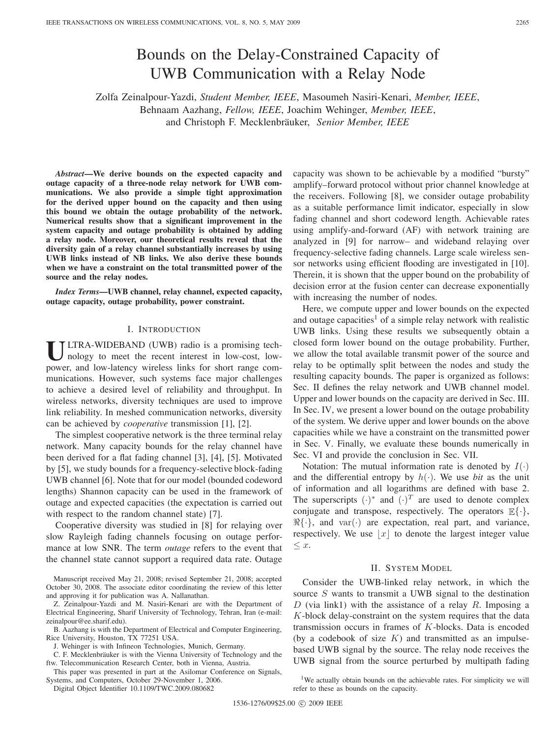# Bounds on the Delay-Constrained Capacity of UWB Communication with a Relay Node

Zolfa Zeinalpour-Yazdi, *Student Member, IEEE*, Masoumeh Nasiri-Kenari, *Member, IEEE*, Behnaam Aazhang, *Fellow, IEEE*, Joachim Wehinger, *Member, IEEE*, and Christoph F. Mecklenbräuker, *Senior Member, IEEE*

***Abstract*—We derive bounds on the expected capacity and outage capacity of a three-node relay network for UWB communications. We also provide a simple tight approximation for the derived upper bound on the capacity and then using this bound we obtain the outage probability of the network. Numerical results show that a significant improvement in the system capacity and outage probability is obtained by adding a relay node. Moreover, our theoretical results reveal that the diversity gain of a relay channel substantially increases by using UWB links instead of NB links. We also derive these bounds when we have a constraint on the total transmitted power of the source and the relay nodes.**

***Index Terms*—UWB channel, relay channel, expected capacity, outage capacity, outage probability, power constraint.**

## I. Introduction

ULTRA-WIDEBAND (UWB) radio is a promising technology to meet the recent interest in low-cost, low-power, and low-latency wireless links for short range communications. However, such systems face major challenges to achieve a desired level of reliability and throughput. In wireless networks, diversity techniques are used to improve link reliability. In meshed communication networks, diversity can be achieved by *cooperative* transmission [1], [2].

The simplest cooperative network is the three terminal relay network. Many capacity bounds for the relay channel have been derived for a flat fading channel [3], [4], [5]. Motivated by [5], we study bounds for a frequency-selective block-fading UWB channel [6]. Note that for our model (bounded codeword lengths) Shannon capacity can be used in the framework of outage and expected capacities (the expectation is carried out with respect to the random channel state) [7].

Cooperative diversity was studied in [8] for relaying over slow Rayleigh fading channels focusing on outage performance at low SNR. The term *outage* refers to the event that the channel state cannot support a required data rate. Outage capacity was shown to be achievable by a modified "bursty" amplify–forward protocol without prior channel knowledge at the receivers. Following [8], we consider outage probability as a suitable performance limit indicator, especially in slow fading channel and short codeword length. Achievable rates using amplify-and-forward (AF) with network training are analyzed in [9] for narrow– and wideband relaying over frequency-selective fading channels. Large scale wireless sensor networks using efficient flooding are investigated in [10]. Therein, it is shown that the upper bound on the probability of decision error at the fusion center can decrease exponentially with increasing the number of nodes.

Here, we compute upper and lower bounds on the expected and outage capacities[1] of a simple relay network with realistic UWB links. Using these results we subsequently obtain a closed form lower bound on the outage probability. Further, we allow the total available transmit power of the source and relay to be optimally split between the nodes and study the resulting capacity bounds. The paper is organized as follows: Sec. II defines the relay network and UWB channel model. Upper and lower bounds on the capacity are derived in Sec. III. In Sec. IV, we present a lower bound on the outage probability of the system. We derive upper and lower bounds on the above capacities while we have a constraint on the transmitted power in Sec. V. Finally, we evaluate these bounds numerically in Sec. VI and provide the conclusion in Sec. VII.

Notation: The mutual information rate is denoted by $I(\cdot)$ and the differential entropy by $h(\cdot)$. We use *bit* as the unit of information and all logarithms are defined with base 2. The superscripts $(\cdot)^*$ and $(\cdot)^T$ are used to denote complex conjugate and transpose, respectively. The operators $\mathbb{E}\{\cdot\}$, $\Re\{\cdot\}$, and $\mathrm{var}(\cdot)$ are expectation, real part, and variance, respectively. We use $\lfloor x \rfloor$ to denote the largest integer value $\leq x$.

## II. System Model

Consider the UWB-linked relay network, in which the source $S$ wants to transmit a UWB signal to the destination $D$ (via link1) with the assistance of a relay $R$. Imposing a $K$-block delay-constraint on the system requires that the data transmission occurs in frames of $K$-blocks. Data is encoded (by a codebook of size $K$) and transmitted as an impulse-based UWB signal by the source. The relay node receives the UWB signal from the source perturbed by multipath fading

[1] We actually obtain bounds on the achievable rates. For simplicity we will refer to these as bounds on the capacity.

Manuscript received May 21, 2008; revised September 21, 2008; accepted October 30, 2008. The associate editor coordinating the review of this letter and approving it for publication was A. Nallanathan.

Z. Zeinalpour-Yazdi and M. Nasiri-Kenari are with the Department of Electrical Engineering, Sharif University of Technology, Tehran, Iran (e-mail: zeinalpour@ee.sharif.edu).

B. Aazhang is with the Department of Electrical and Computer Engineering, Rice University, Houston, TX 77251 USA.

J. Wehinger is with Infineon Technologies, Munich, Germany.

C. F. Mecklenbräuker is with the Vienna University of Technology and the ftw. Telecommunication Research Center, both in Vienna, Austria.

This paper was presented in part at the Asilomar Conference on Signals, Systems, and Computers, October 29-November 1, 2006.

Digital Object Identifier 10.1109/TWC.2009.080682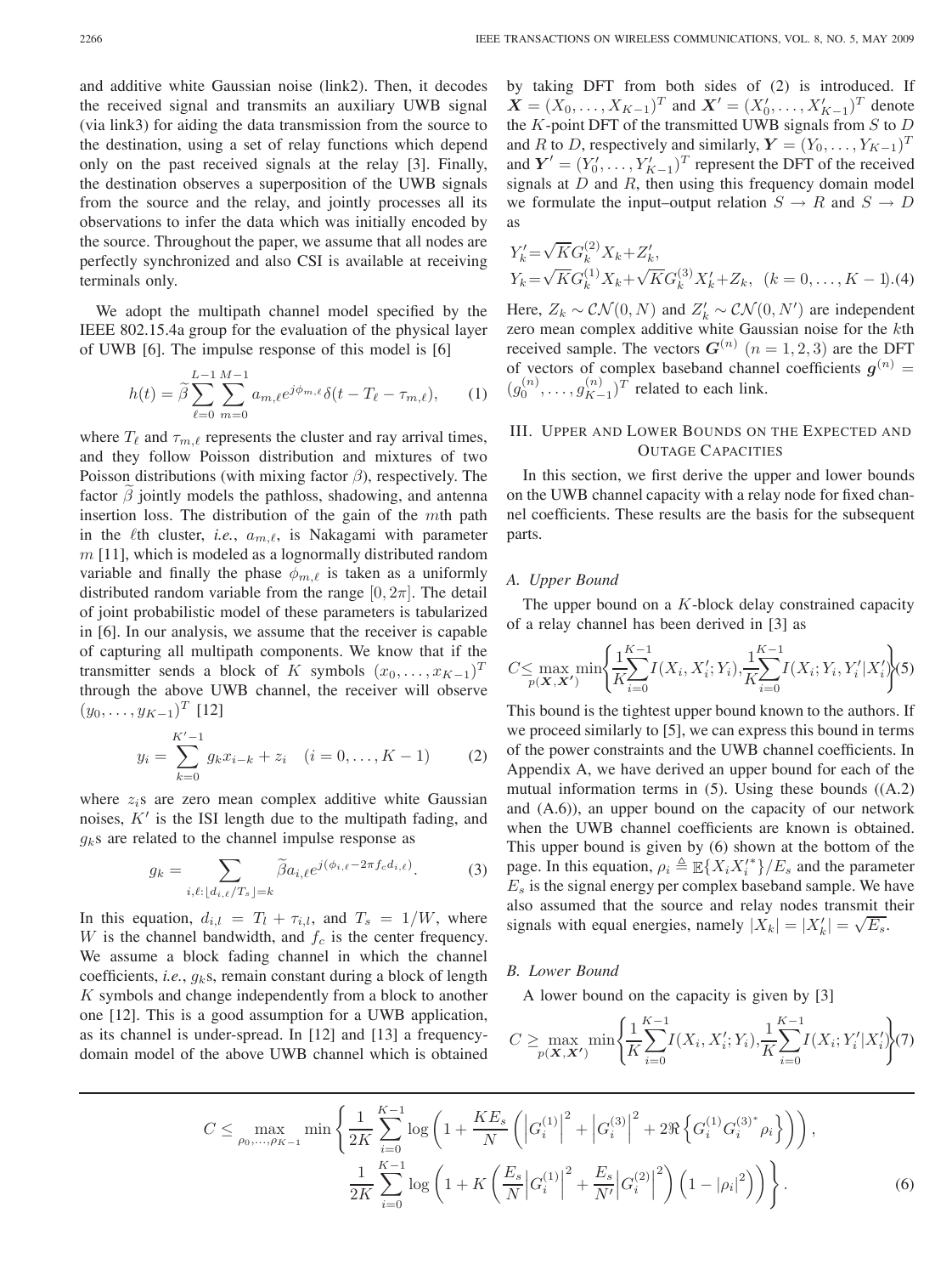and additive white Gaussian noise (link2). Then, it decodes the received signal and transmits an auxiliary UWB signal (via link3) for aiding the data transmission from the source to the destination, using a set of relay functions which depend only on the past received signals at the relay [3]. Finally, the destination observes a superposition of the UWB signals from the source and the relay, and jointly processes all its observations to infer the data which was initially encoded by the source. Throughout the paper, we assume that all nodes are perfectly synchronized and also CSI is available at receiving terminals only.

We adopt the multipath channel model specified by the IEEE 802.15.4a group for the evaluation of the physical layer of UWB [6]. The impulse response of this model is [6]

$$h(t) = \widetilde{\beta} \sum_{\ell=0}^{L-1} \sum_{m=0}^{M-1} a_{m,\ell} e^{j\phi_{m,\ell}} \delta(t - T_\ell - \tau_{m,\ell}), \qquad (1)$$

where $T_\ell$ and $\tau_{m,\ell}$ represents the cluster and ray arrival times, and they follow Poisson distribution and mixtures of two Poisson distributions (with mixing factor $\beta$), respectively. The factor $\widetilde{\beta}$ jointly models the pathloss, shadowing, and antenna insertion loss. The distribution of the gain of the $m$th path in the $\ell$th cluster, *i.e.*, $a_{m,\ell}$, is Nakagami with parameter $m$ [11], which is modeled as a lognormally distributed random variable and finally the phase $\phi_{m,\ell}$ is taken as a uniformly distributed random variable from the range $[0, 2\pi]$. The detail of joint probabilistic model of these parameters is tabularized in [6]. In our analysis, we assume that the receiver is capable of capturing all multipath components. We know that if the transmitter sends a block of $K$ symbols $(x_0, \ldots, x_{K-1})^T$ through the above UWB channel, the receiver will observe $(y_0, \ldots, y_{K-1})^T$ [12]

$$y_i = \sum_{k=0}^{K'-1} g_k x_{i-k} + z_i \quad (i = 0, \ldots, K-1) \qquad (2)$$

where $z_i$s are zero mean complex additive white Gaussian noises, $K'$ is the ISI length due to the multipath fading, and $g_k$s are related to the channel impulse response as

$$g_k = \sum_{i,\ell : \lfloor d_{i,\ell}/T_s \rfloor = k} \widetilde{\beta} a_{i,\ell} e^{j(\phi_{i,\ell} - 2\pi f_c d_{i,\ell})}. \qquad (3)$$

In this equation, $d_{i,l} = T_l + \tau_{i,l}$, and $T_s = 1/W$, where $W$ is the channel bandwidth, and $f_c$ is the center frequency. We assume a block fading channel in which the channel coefficients, *i.e.*, $g_k$s, remain constant during a block of length $K$ symbols and change independently from a block to another one [12]. This is a good assumption for a UWB application, as its channel is under-spread. In [12] and [13] a frequency-domain model of the above UWB channel which is obtained by taking DFT from both sides of (2) is introduced. If $\boldsymbol{X} = (X_0, \ldots, X_{K-1})^T$ and $\boldsymbol{X}' = (X'_0, \ldots, X'_{K-1})^T$ denote the $K$-point DFT of the transmitted UWB signals from $S$ to $D$ and $R$ to $D$, respectively and similarly, $\boldsymbol{Y} = (Y_0, \ldots, Y_{K-1})^T$ and $\boldsymbol{Y}' = (Y'_0, \ldots, Y'_{K-1})^T$ represent the DFT of the received signals at $D$ and $R$, then using this frequency domain model we formulate the input–output relation $S \rightarrow R$ and $S \rightarrow D$ as

$$\begin{aligned} Y'_k &= \sqrt{K} G_k^{(2)} X_k + Z'_k, \\ Y_k &= \sqrt{K} G_k^{(1)} X_k + \sqrt{K} G_k^{(3)} X'_k + Z_k, \quad (k = 0, \ldots, K-1). \end{aligned} \qquad (4)$$

Here, $Z_k \sim \mathcal{CN}(0, N)$ and $Z'_k \sim \mathcal{CN}(0, N')$ are independent zero mean complex additive white Gaussian noise for the $k$th received sample. The vectors $\boldsymbol{G}^{(n)}$ $(n = 1, 2, 3)$ are the DFT of vectors of complex baseband channel coefficients $\boldsymbol{g}^{(n)} = (g_0^{(n)}, \ldots, g_{K-1}^{(n)})^T$ related to each link.

## III. Upper and Lower Bounds on the Expected and Outage Capacities

In this section, we first derive the upper and lower bounds on the UWB channel capacity with a relay node for fixed channel coefficients. These results are the basis for the subsequent parts.

### A. Upper Bound

The upper bound on a $K$-block delay constrained capacity of a relay channel has been derived in [3] as

$$C \leq \max_{p(\boldsymbol{X}, \boldsymbol{X}')} \min \left\{ \frac{1}{K} \sum_{i=0}^{K-1} I(X_i, X'_i; Y_i), \frac{1}{K} \sum_{i=0}^{K-1} I(X_i; Y_i, Y'_i | X'_i) \right\} (5)$$

This bound is the tightest upper bound known to the authors. If we proceed similarly to [5], we can express this bound in terms of the power constraints and the UWB channel coefficients. In Appendix A, we have derived an upper bound for each of the mutual information terms in (5). Using these bounds ((A.2) and (A.6)), an upper bound on the capacity of our network when the UWB channel coefficients are known is obtained. This upper bound is given by (6) shown at the bottom of the page. In this equation, $\rho_i \triangleq \mathbb{E}\{X_i X_i'^*\}/E_s$ and the parameter $E_s$ is the signal energy per complex baseband sample. We have also assumed that the source and relay nodes transmit their signals with equal energies, namely $|X_k| = |X'_k| = \sqrt{E_s}$.

### B. Lower Bound

A lower bound on the capacity is given by [3]

$$C \geq \max_{p(\boldsymbol{X}, \boldsymbol{X}')} \min \left\{ \frac{1}{K} \sum_{i=0}^{K-1} I(X_i, X'_i; Y_i), \frac{1}{K} \sum_{i=0}^{K-1} I(X_i; Y'_i | X'_i) \right\} (7)$$

$$\begin{aligned} C \leq \max_{\rho_0, \ldots, \rho_{K-1}} \min \Bigg\{ & \frac{1}{2K} \sum_{i=0}^{K-1} \log \left( 1 + \frac{K E_s}{N} \left( \left| G_i^{(1)} \right|^2 + \left| G_i^{(3)} \right|^2 + 2\Re \left\{ G_i^{(1)} G_i^{(3)^*} \rho_i \right\} \right) \right), \\ & \frac{1}{2K} \sum_{i=0}^{K-1} \log \left( 1 + K \left( \frac{E_s}{N} \left| G_i^{(1)} \right|^2 + \frac{E_s}{N'} \left| G_i^{(2)} \right|^2 \right) \left( 1 - |\rho_i|^2 \right) \right) \Bigg\}. \end{aligned} \qquad (6)$$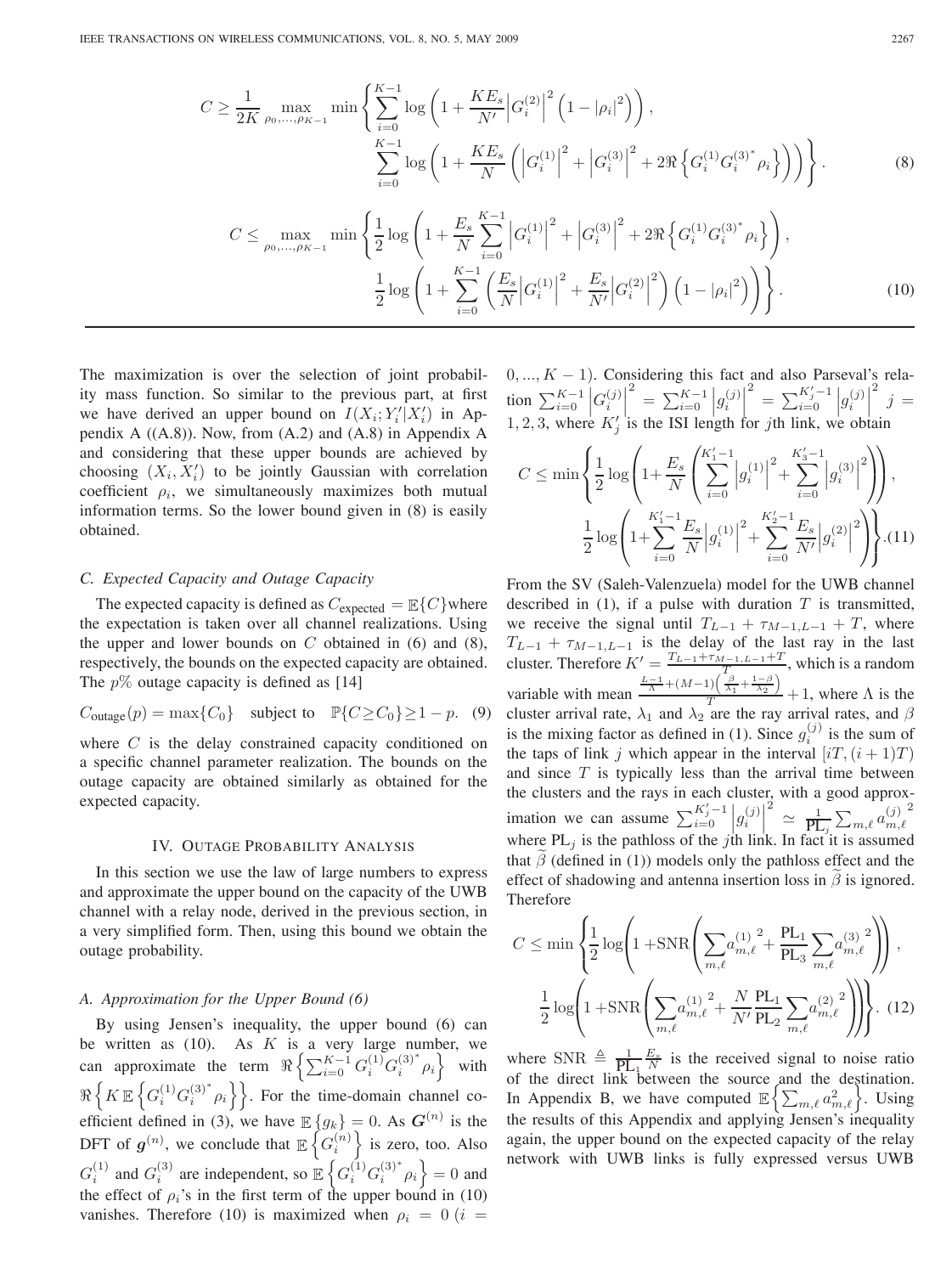$$C \geq \frac{1}{2K} \max_{\rho_0,\ldots,\rho_{K-1}} \min \left\{ \sum_{i=0}^{K-1} \log \left( 1 + \frac{KE_s}{N'} \left| G_i^{(2)} \right|^2 \left( 1 - |\rho_i|^2 \right) \right), \right.$$
$$\left. \sum_{i=0}^{K-1} \log \left( 1 + \frac{KE_s}{N} \left( \left| G_i^{(1)} \right|^2 + \left| G_i^{(3)} \right|^2 + 2\Re \left\{ G_i^{(1)} G_i^{(3)^*} \rho_i \right\} \right) \right) \right\}. \tag{8}$$

$$C \leq \max_{\rho_0,\ldots,\rho_{K-1}} \min \left\{ \frac{1}{2} \log \left( 1 + \frac{E_s}{N} \sum_{i=0}^{K-1} \left| G_i^{(1)} \right|^2 + \left| G_i^{(3)} \right|^2 + 2\Re \left\{ G_i^{(1)} G_i^{(3)^*} \rho_i \right\} \right), \right.$$
$$\left. \frac{1}{2} \log \left( 1 + \sum_{i=0}^{K-1} \left( \frac{E_s}{N} \left| G_i^{(1)} \right|^2 + \frac{E_s}{N'} \left| G_i^{(2)} \right|^2 \right) \left( 1 - |\rho_i|^2 \right) \right) \right\}. \tag{10}$$

The maximization is over the selection of joint probability mass function. So similar to the previous part, at first we have derived an upper bound on $I(X_i; Y_i'|X_i')$ in Appendix A ((A.8)). Now, from (A.2) and (A.8) in Appendix A and considering that these upper bounds are achieved by choosing $(X_i, X_i')$ to be jointly Gaussian with correlation coefficient $\rho_i$, we simultaneously maximizes both mutual information terms. So the lower bound given in (8) is easily obtained.

### C. Expected Capacity and Outage Capacity

The expected capacity is defined as $C_{\text{expected}} = \mathbb{E}\{C\}$ where the expectation is taken over all channel realizations. Using the upper and lower bounds on $C$ obtained in (6) and (8), respectively, the bounds on the expected capacity are obtained. The $p\%$ outage capacity is defined as [14]

$$C_{\text{outage}}(p) = \max\{C_0\} \quad \text{subject to} \quad \mathbb{P}\{C \geq C_0\} \geq 1-p. \tag{9}$$

where $C$ is the delay constrained capacity conditioned on a specific channel parameter realization. The bounds on the outage capacity are obtained similarly as obtained for the expected capacity.

## IV. Outage Probability Analysis

In this section we use the law of large numbers to express and approximate the upper bound on the capacity of the UWB channel with a relay node, derived in the previous section, in a very simplified form. Then, using this bound we obtain the outage probability.

### A. Approximation for the Upper Bound (6)

By using Jensen's inequality, the upper bound (6) can be written as (10). As $K$ is a very large number, we can approximate the term $\Re\left\{\sum_{i=0}^{K-1} G_i^{(1)} G_i^{(3)^*} \rho_i\right\}$ with $\Re\left\{K\,\mathbb{E}\left\{G_i^{(1)} G_i^{(3)^*} \rho_i\right\}\right\}$. For the time-domain channel coefficient defined in (3), we have $\mathbb{E}\{g_k\} = 0$. As $\boldsymbol{G}^{(n)}$ is the DFT of $\boldsymbol{g}^{(n)}$, we conclude that $\mathbb{E}\left\{G_i^{(n)}\right\}$ is zero, too. Also $G_i^{(1)}$ and $G_i^{(3)}$ are independent, so $\mathbb{E}\left\{G_i^{(1)} G_i^{(3)^*} \rho_i\right\} = 0$ and the effect of $\rho_i$'s in the first term of the upper bound in (10) vanishes. Therefore (10) is maximized when $\rho_i = 0$ ($i = 0, ..., K-1$). Considering this fact and also Parseval's relation $\sum_{i=0}^{K-1} \left|G_i^{(j)}\right|^2 = \sum_{i=0}^{K-1} \left|g_i^{(j)}\right|^2 = \sum_{i=0}^{K_j'-1} \left|g_i^{(j)}\right|^2$ $j = 1, 2, 3$, where $K_j'$ is the ISI length for $j$th link, we obtain

$$C \leq \min \left\{ \frac{1}{2} \log \left( 1 + \frac{E_s}{N} \left( \sum_{i=0}^{K_1'-1} \left| g_i^{(1)} \right|^2 + \sum_{i=0}^{K_3'-1} \left| g_i^{(3)} \right|^2 \right) \right), \right.$$
$$\left. \frac{1}{2} \log \left( 1 + \sum_{i=0}^{K_1'-1} \frac{E_s}{N} \left| g_i^{(1)} \right|^2 + \sum_{i=0}^{K_2'-1} \frac{E_s}{N'} \left| g_i^{(2)} \right|^2 \right) \right\}. \tag{11}$$

From the SV (Saleh-Valenzuela) model for the UWB channel described in (1), if a pulse with duration $T$ is transmitted, we receive the signal until $T_{L-1} + \tau_{M-1,L-1} + T$, where $T_{L-1} + \tau_{M-1,L-1}$ is the delay of the last ray in the last cluster. Therefore $K' = \frac{T_{L-1} + \tau_{M-1,L-1} + T}{T}$, which is a random variable with mean $\frac{\frac{L-1}{\Lambda} + (M-1)\left(\frac{\beta}{\lambda_1} + \frac{1-\beta}{\lambda_2}\right)}{T} + 1$, where $\Lambda$ is the cluster arrival rate, $\lambda_1$ and $\lambda_2$ are the ray arrival rates, and $\beta$ is the mixing factor as defined in (1). Since $g_i^{(j)}$ is the sum of the taps of link $j$ which appear in the interval $[iT, (i+1)T)$ and since $T$ is typically less than the arrival time between the clusters and the rays in each cluster, with a good approximation we can assume $\sum_{i=0}^{K_j'-1} \left|g_i^{(j)}\right|^2 \simeq \frac{1}{\text{PL}_j} \sum_{m,\ell} {a_{m,\ell}^{(j)}}^2$ where $\text{PL}_j$ is the pathloss of the $j$th link. In fact it is assumed that $\widetilde{\beta}$ (defined in (1)) models only the pathloss effect and the effect of shadowing and antenna insertion loss in $\widetilde{\beta}$ is ignored. Therefore

$$C \leq \min \left\{ \frac{1}{2} \log \left( 1 + \text{SNR} \left( \sum_{m,\ell} {a_{m,\ell}^{(1)}}^2 + \frac{\text{PL}_1}{\text{PL}_3} \sum_{m,\ell} {a_{m,\ell}^{(3)}}^2 \right) \right), \right.$$
$$\left. \frac{1}{2} \log \left( 1 + \text{SNR} \left( \sum_{m,\ell} {a_{m,\ell}^{(1)}}^2 + \frac{N}{N'} \frac{\text{PL}_1}{\text{PL}_2} \sum_{m,\ell} {a_{m,\ell}^{(2)}}^2 \right) \right) \right\}. \tag{12}$$

where $\text{SNR} \triangleq \frac{1}{\text{PL}_1} \frac{E_s}{N}$ is the received signal to noise ratio of the direct link between the source and the destination. In Appendix B, we have computed $\mathbb{E}\left\{\sum_{m,\ell} a_{m,\ell}^2\right\}$. Using the results of this Appendix and applying Jensen's inequality again, the upper bound on the expected capacity of the relay network with UWB links is fully expressed versus UWB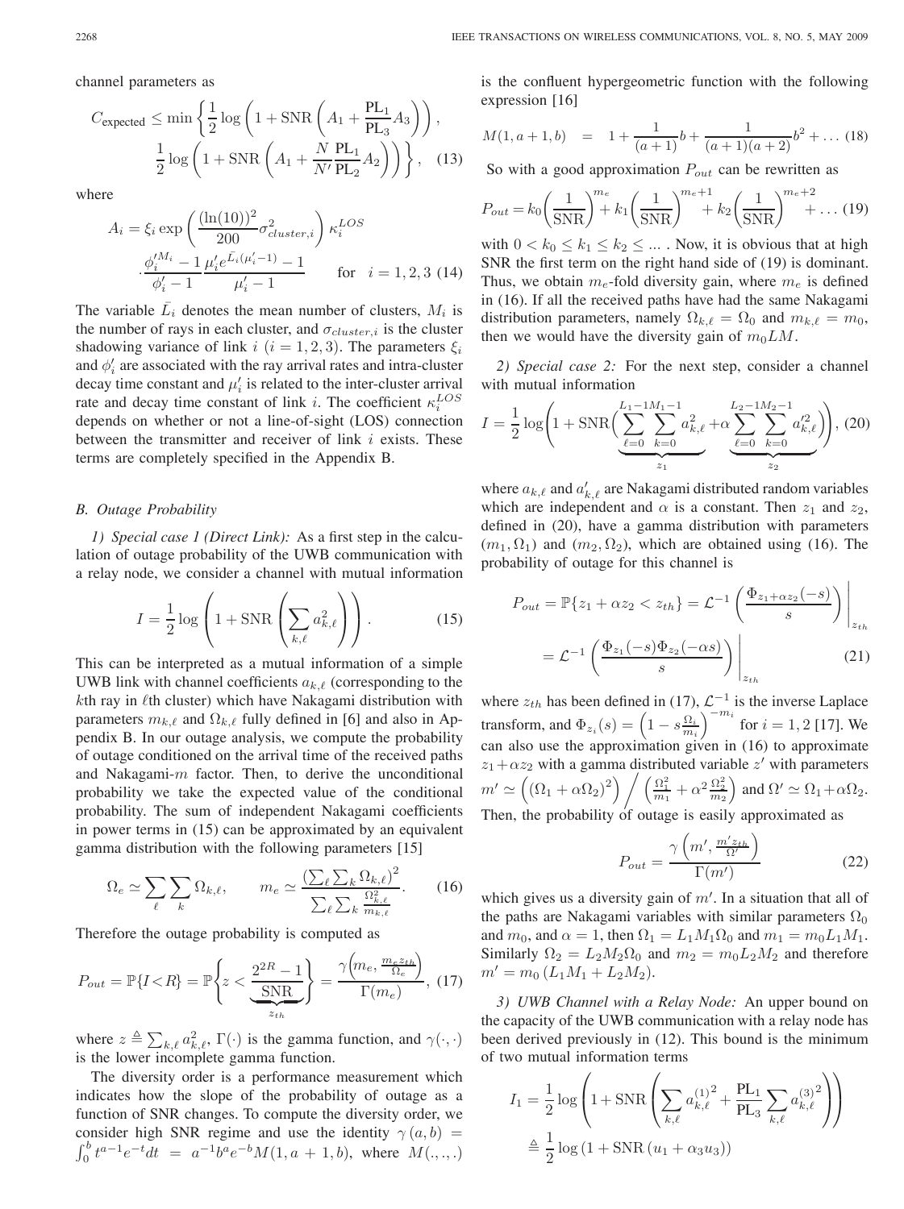channel parameters as

$$C_{\text{expected}} \le \min \left\{ \frac{1}{2} \log \left( 1 + \text{SNR} \left( A_1 + \frac{\text{PL}_1}{\text{PL}_3} A_3 \right) \right), \right.$$
$$\left. \frac{1}{2} \log \left( 1 + \text{SNR} \left( A_1 + \frac{N}{N'} \frac{\text{PL}_1}{\text{PL}_2} A_2 \right) \right) \right\}, \quad (13)$$

where

$$A_i = \xi_i \exp \left( \frac{(\ln(10))^2}{200} \sigma^2_{cluster,i} \right) \kappa_i^{LOS}$$
$$\cdot \frac{\phi_i'^{M_i} - 1}{\phi_i' - 1} \frac{\mu_i' e^{\bar{L}_i(\mu_i'-1)} - 1}{\mu_i' - 1} \qquad \text{for} \quad i = 1, 2, 3 \ (14)$$

The variable $\bar{L}_i$ denotes the mean number of clusters, $M_i$ is the number of rays in each cluster, and $\sigma_{cluster,i}$ is the cluster shadowing variance of link $i$ $(i = 1, 2, 3)$. The parameters $\xi_i$ and $\phi_i'$ are associated with the ray arrival rates and intra-cluster decay time constant and $\mu_i'$ is related to the inter-cluster arrival rate and decay time constant of link $i$. The coefficient $\kappa_i^{LOS}$ depends on whether or not a line-of-sight (LOS) connection between the transmitter and receiver of link $i$ exists. These terms are completely specified in the Appendix B.

### B. Outage Probability

*1) Special case 1 (Direct Link):* As a first step in the calculation of outage probability of the UWB communication with a relay node, we consider a channel with mutual information

$$I = \frac{1}{2} \log \left( 1 + \text{SNR} \left( \sum_{k,\ell} a_{k,\ell}^2 \right) \right). \quad (15)$$

This can be interpreted as a mutual information of a simple UWB link with channel coefficients $a_{k,\ell}$ (corresponding to the $k$th ray in $\ell$th cluster) which have Nakagami distribution with parameters $m_{k,\ell}$ and $\Omega_{k,\ell}$ fully defined in [6] and also in Appendix B. In our outage analysis, we compute the probability of outage conditioned on the arrival time of the received paths and Nakagami-$m$ factor. Then, to derive the unconditional probability we take the expected value of the conditional probability. The sum of independent Nakagami coefficients in power terms in (15) can be approximated by an equivalent gamma distribution with the following parameters [15]

$$\Omega_e \simeq \sum_\ell \sum_k \Omega_{k,\ell}, \qquad m_e \simeq \frac{\left(\sum_\ell \sum_k \Omega_{k,\ell}\right)^2}{\sum_\ell \sum_k \frac{\Omega_{k,\ell}^2}{m_{k,\ell}}}. \quad (16)$$

Therefore the outage probability is computed as

$$P_{out} = \mathbb{P}\{I < R\} = \mathbb{P}\Bigg\{ z < \underbrace{\frac{2^{2R}-1}{\text{SNR}}}_{z_{th}} \Bigg\} = \frac{\gamma\left(m_e, \frac{m_e z_{th}}{\Omega_e}\right)}{\Gamma(m_e)}, \ (17)$$

where $z \triangleq \sum_{k,\ell} a_{k,\ell}^2$, $\Gamma(\cdot)$ is the gamma function, and $\gamma(\cdot, \cdot)$ is the lower incomplete gamma function.

The diversity order is a performance measurement which indicates how the slope of the probability of outage as a function of SNR changes. To compute the diversity order, we consider high SNR regime and use the identity $\gamma(a, b) = \int_0^b t^{a-1} e^{-t} dt = a^{-1} b^a e^{-b} M(1, a+1, b)$, where $M(.,.,.)$ is the confluent hypergeometric function with the following expression [16]

$$M(1, a+1, b) \ = \ 1 + \frac{1}{(a+1)} b + \frac{1}{(a+1)(a+2)} b^2 + \ldots \ (18)$$

So with a good approximation $P_{out}$ can be rewritten as

$$P_{out} = k_0 \left( \frac{1}{\text{SNR}} \right)^{m_e} + k_1 \left( \frac{1}{\text{SNR}} \right)^{m_e+1} + k_2 \left( \frac{1}{\text{SNR}} \right)^{m_e+2} + \ldots \ (19)$$

with $0 < k_0 \le k_1 \le k_2 \le \ldots$ . Now, it is obvious that at high SNR the first term on the right hand side of (19) is dominant. Thus, we obtain $m_e$-fold diversity gain, where $m_e$ is defined in (16). If all the received paths have had the same Nakagami distribution parameters, namely $\Omega_{k,\ell} = \Omega_0$ and $m_{k,\ell} = m_0$, then we would have the diversity gain of $m_0 LM$.

*2) Special case 2:* For the next step, consider a channel with mutual information

$$I = \frac{1}{2} \log \Bigg( 1 + \text{SNR} \Big( \underbrace{\sum_{\ell=0}^{L_1-1} \sum_{k=0}^{M_1-1} a_{k,\ell}^2}_{z_1} + \alpha \underbrace{\sum_{\ell=0}^{L_2-1} \sum_{k=0}^{M_2-1} a_{k,\ell}'^2}_{z_2} \Big) \Bigg), \ (20)$$

where $a_{k,\ell}$ and $a'_{k,\ell}$ are Nakagami distributed random variables which are independent and $\alpha$ is a constant. Then $z_1$ and $z_2$, defined in (20), have a gamma distribution with parameters $(m_1, \Omega_1)$ and $(m_2, \Omega_2)$, which are obtained using (16). The probability of outage for this channel is

$$P_{out} = \mathbb{P}\{z_1 + \alpha z_2 < z_{th}\} = \mathcal{L}^{-1} \left( \frac{\Phi_{z_1 + \alpha z_2}(-s)}{s} \right) \Bigg|_{z_{th}}$$
$$= \mathcal{L}^{-1} \left( \frac{\Phi_{z_1}(-s) \Phi_{z_2}(-\alpha s)}{s} \right) \Bigg|_{z_{th}} \quad (21)$$

where $z_{th}$ has been defined in (17), $\mathcal{L}^{-1}$ is the inverse Laplace transform, and $\Phi_{z_i}(s) = \left(1 - s \frac{\Omega_i}{m_i}\right)^{-m_i}$ for $i = 1, 2$ [17]. We can also use the approximation given in (16) to approximate $z_1 + \alpha z_2$ with a gamma distributed variable $z'$ with parameters $m' \simeq \left((\Omega_1 + \alpha \Omega_2)^2\right) \Big/ \left( \frac{\Omega_1^2}{m_1} + \alpha^2 \frac{\Omega_2^2}{m_2} \right)$ and $\Omega' \simeq \Omega_1 + \alpha \Omega_2$. Then, the probability of outage is easily approximated as

$$P_{out} = \frac{\gamma\left(m', \frac{m' z_{th}}{\Omega'}\right)}{\Gamma(m')} \quad (22)$$

which gives us a diversity gain of $m'$. In a situation that all of the paths are Nakagami variables with similar parameters $\Omega_0$ and $m_0$, and $\alpha = 1$, then $\Omega_1 = L_1 M_1 \Omega_0$ and $m_1 = m_0 L_1 M_1$. Similarly $\Omega_2 = L_2 M_2 \Omega_0$ and $m_2 = m_0 L_2 M_2$ and therefore $m' = m_0 (L_1 M_1 + L_2 M_2)$.

*3) UWB Channel with a Relay Node:* An upper bound on the capacity of the UWB communication with a relay node has been derived previously in (12). This bound is the minimum of two mutual information terms

$$I_1 = \frac{1}{2} \log \left( 1 + \text{SNR} \left( \sum_{k,\ell} {a_{k,\ell}^{(1)}}^2 + \frac{\text{PL}_1}{\text{PL}_3} \sum_{k,\ell} {a_{k,\ell}^{(3)}}^2 \right) \right)$$
$$\triangleq \frac{1}{2} \log \left( 1 + \text{SNR} \left( u_1 + \alpha_3 u_3 \right) \right)$$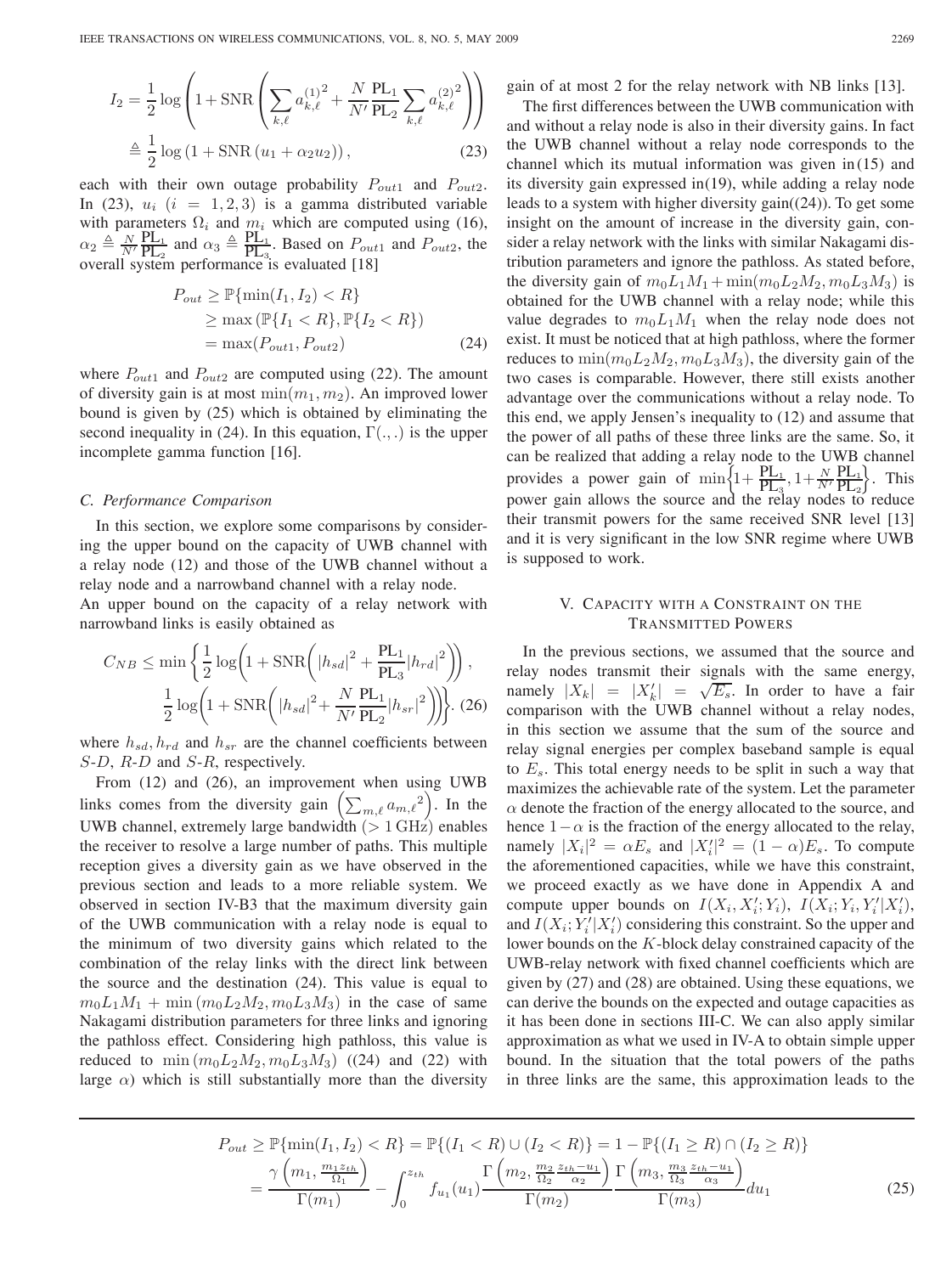$$I_2 = \frac{1}{2}\log\left(1+\text{SNR}\left(\sum_{k,\ell} {a_{k,\ell}^{(1)}}^2 + \frac{N}{N'}\frac{\text{PL}_1}{\text{PL}_2}\sum_{k,\ell} {a_{k,\ell}^{(2)}}^2\right)\right)$$
$$\triangleq \frac{1}{2}\log\left(1+\text{SNR}\left(u_1+\alpha_2 u_2\right)\right), \tag{23}$$

each with their own outage probability $P_{out1}$ and $P_{out2}$. In (23), $u_i$ $(i = 1, 2, 3)$ is a gamma distributed variable with parameters $\Omega_i$ and $m_i$ which are computed using (16), $\alpha_2 \triangleq \frac{N}{N'}\frac{\text{PL}_1}{\text{PL}_2}$ and $\alpha_3 \triangleq \frac{\text{PL}_1}{\text{PL}_3}$. Based on $P_{out1}$ and $P_{out2}$, the overall system performance is evaluated [18]

$$\begin{aligned} P_{out} &\geq \mathbb{P}\{\min(I_1, I_2) < R\} \\ &\geq \max\left(\mathbb{P}\{I_1 < R\}, \mathbb{P}\{I_2 < R\}\right) \\ &= \max(P_{out1}, P_{out2}) \end{aligned} \tag{24}$$

where $P_{out1}$ and $P_{out2}$ are computed using (22). The amount of diversity gain is at most $\min(m_1, m_2)$. An improved lower bound is given by (25) which is obtained by eliminating the second inequality in (24). In this equation, $\Gamma(.,.)$ is the upper incomplete gamma function [16].

### C. Performance Comparison

In this section, we explore some comparisons by considering the upper bound on the capacity of UWB channel with a relay node (12) and those of the UWB channel without a relay node and a narrowband channel with a relay node.

An upper bound on the capacity of a relay network with narrowband links is easily obtained as

$$C_{NB} \leq \min\left\{\frac{1}{2}\log\left(1+\text{SNR}\left(|h_{sd}|^2 + \frac{\text{PL}_1}{\text{PL}_3}|h_{rd}|^2\right)\right),\right.$$
$$\left.\frac{1}{2}\log\left(1+\text{SNR}\left(|h_{sd}|^2 + \frac{N}{N'}\frac{\text{PL}_1}{\text{PL}_2}|h_{sr}|^2\right)\right)\right\}. \tag{26}$$

where $h_{sd}, h_{rd}$ and $h_{sr}$ are the channel coefficients between $S$-$D$, $R$-$D$ and $S$-$R$, respectively.

From (12) and (26), an improvement when using UWB links comes from the diversity gain $\left(\sum_{m,\ell} {a_{m,\ell}}^2\right)$. In the UWB channel, extremely large bandwidth ($>$ 1 GHz) enables the receiver to resolve a large number of paths. This multiple reception gives a diversity gain as we have observed in the previous section and leads to a more reliable system. We observed in section IV-B3 that the maximum diversity gain of the UWB communication with a relay node is equal to the minimum of two diversity gains which related to the combination of the relay links with the direct link between the source and the destination (24). This value is equal to $m_0L_1M_1 + \min(m_0L_2M_2, m_0L_3M_3)$ in the case of same Nakagami distribution parameters for three links and ignoring the pathloss effect. Considering high pathloss, this value is reduced to $\min(m_0L_2M_2, m_0L_3M_3)$ ((24) and (22) with large $\alpha$) which is still substantially more than the diversity gain of at most 2 for the relay network with NB links [13].

The first differences between the UWB communication with and without a relay node is also in their diversity gains. In fact the UWB channel without a relay node corresponds to the channel which its mutual information was given in (15) and its diversity gain expressed in (19), while adding a relay node leads to a system with higher diversity gain((24)). To get some insight on the amount of increase in the diversity gain, consider a relay network with the links with similar Nakagami distribution parameters and ignore the pathloss. As stated before, the diversity gain of $m_0L_1M_1 + \min(m_0L_2M_2, m_0L_3M_3)$ is obtained for the UWB channel with a relay node; while this value degrades to $m_0L_1M_1$ when the relay node does not exist. It must be noticed that at high pathloss, where the former reduces to $\min(m_0L_2M_2, m_0L_3M_3)$, the diversity gain of the two cases is comparable. However, there still exists another advantage over the communications without a relay node. To this end, we apply Jensen's inequality to (12) and assume that the power of all paths of these three links are the same. So, it can be realized that adding a relay node to the UWB channel provides a power gain of $\min\left\{1+\frac{\text{PL}_1}{\text{PL}_3}, 1+\frac{N}{N'}\frac{\text{PL}_1}{\text{PL}_2}\right\}$. This power gain allows the source and the relay nodes to reduce their transmit powers for the same received SNR level [13] and it is very significant in the low SNR regime where UWB is supposed to work.

## V. Capacity with a Constraint on the Transmitted Powers

In the previous sections, we assumed that the source and relay nodes transmit their signals with the same energy, namely $|X_k| = |X'_k| = \sqrt{E_s}$. In order to have a fair comparison with the UWB channel without a relay nodes, in this section we assume that the sum of the source and relay signal energies per complex baseband sample is equal to $E_s$. This total energy needs to be split in such a way that maximizes the achievable rate of the system. Let the parameter $\alpha$ denote the fraction of the energy allocated to the source, and hence $1-\alpha$ is the fraction of the energy allocated to the relay, namely $|X_i|^2 = \alpha E_s$ and $|X'_i|^2 = (1-\alpha)E_s$. To compute the aforementioned capacities, while we have this constraint, we proceed exactly as we have done in Appendix A and compute upper bounds on $I(X_i, X'_i; Y_i)$, $I(X_i; Y_i, Y'_i|X'_i)$, and $I(X_i; Y'_i|X'_i)$ considering this constraint. So the upper and lower bounds on the $K$-block delay constrained capacity of the UWB-relay network with fixed channel coefficients which are given by (27) and (28) are obtained. Using these equations, we can derive the bounds on the expected and outage capacities as it has been done in sections III-C. We can also apply similar approximation as what we used in IV-A to obtain simple upper bound. In the situation that the total powers of the paths in three links are the same, this approximation leads to the

$$\begin{aligned} P_{out} &\geq \mathbb{P}\{\min(I_1, I_2) < R\} = \mathbb{P}\{(I_1 < R) \cup (I_2 < R)\} = 1 - \mathbb{P}\{(I_1 \geq R) \cap (I_2 \geq R)\} \\ &= \frac{\gamma\left(m_1, \frac{m_1 z_{th}}{\Omega_1}\right)}{\Gamma(m_1)} - \int_0^{z_{th}} f_{u_1}(u_1)\frac{\Gamma\left(m_2, \frac{m_2}{\Omega_2}\frac{z_{th}-u_1}{\alpha_2}\right)}{\Gamma(m_2)}\frac{\Gamma\left(m_3, \frac{m_3}{\Omega_3}\frac{z_{th}-u_1}{\alpha_3}\right)}{\Gamma(m_3)}du_1 \end{aligned} \tag{25}$$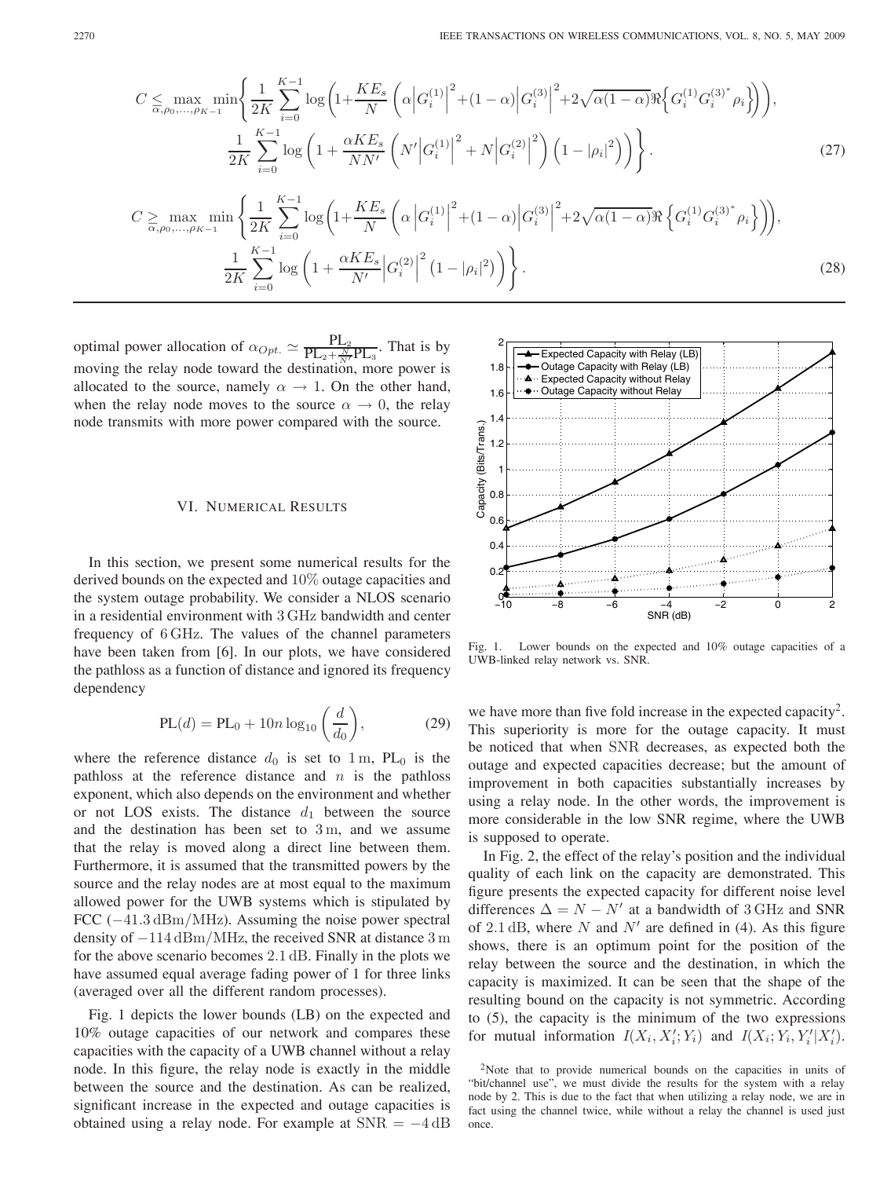$$C \leq \max_{\alpha,\rho_0,\ldots,\rho_{K-1}} \min\Bigg\{ \frac{1}{2K}\sum_{i=0}^{K-1} \log\left(1+\frac{KE_s}{N}\left(\alpha\left|G_i^{(1)}\right|^2+(1-\alpha)\left|G_i^{(3)}\right|^2+2\sqrt{\alpha(1-\alpha)}\Re\left\{G_i^{(1)}G_i^{(3)^*}\rho_i\right\}\right)\right),$$
$$\frac{1}{2K}\sum_{i=0}^{K-1}\log\left(1+\frac{\alpha KE_s}{NN'}\left(N'\left|G_i^{(1)}\right|^2+N\left|G_i^{(2)}\right|^2\right)\left(1-|\rho_i|^2\right)\right)\Bigg\}. \quad (27)$$

$$C \geq \max_{\alpha,\rho_0,\ldots,\rho_{K-1}} \min\Bigg\{ \frac{1}{2K}\sum_{i=0}^{K-1} \log\left(1+\frac{KE_s}{N}\left(\alpha\left|G_i^{(1)}\right|^2+(1-\alpha)\left|G_i^{(3)}\right|^2+2\sqrt{\alpha(1-\alpha)}\Re\left\{G_i^{(1)}G_i^{(3)^*}\rho_i\right\}\right)\right),$$
$$\frac{1}{2K}\sum_{i=0}^{K-1}\log\left(1+\frac{\alpha KE_s}{N'}\left|G_i^{(2)}\right|^2\left(1-|\rho_i|^2\right)\right)\Bigg\}. \quad (28)$$

optimal power allocation of $\alpha_{Opt.} \simeq \frac{\mathrm{PL}_2}{\mathrm{PL}_2+\frac{N}{N'}\mathrm{PL}_3}$. That is by moving the relay node toward the destination, more power is allocated to the source, namely $\alpha \to 1$. On the other hand, when the relay node moves to the source $\alpha \to 0$, the relay node transmits with more power compared with the source.

## VI. Numerical Results

In this section, we present some numerical results for the derived bounds on the expected and 10% outage capacities and the system outage probability. We consider a NLOS scenario in a residential environment with 3 GHz bandwidth and center frequency of 6 GHz. The values of the channel parameters have been taken from [6]. In our plots, we have considered the pathloss as a function of distance and ignored its frequency dependency

$$\mathrm{PL}(d) = \mathrm{PL}_0 + 10n\log_{10}\left(\frac{d}{d_0}\right), \quad (29)$$

where the reference distance $d_0$ is set to 1 m, $\mathrm{PL}_0$ is the pathloss at the reference distance and $n$ is the pathloss exponent, which also depends on the environment and whether or not LOS exists. The distance $d_1$ between the source and the destination has been set to 3 m, and we assume that the relay is moved along a direct line between them. Furthermore, it is assumed that the transmitted powers by the source and the relay nodes are at most equal to the maximum allowed power for the UWB systems which is stipulated by FCC (−41.3 dBm/MHz). Assuming the noise power spectral density of −114 dBm/MHz, the received SNR at distance 3 m for the above scenario becomes 2.1 dB. Finally in the plots we have assumed equal average fading power of 1 for three links (averaged over all the different random processes).

Fig. 1 depicts the lower bounds (LB) on the expected and 10% outage capacities of our network and compares these capacities with the capacity of a UWB channel without a relay node. In this figure, the relay node is exactly in the middle between the source and the destination. As can be realized, significant increase in the expected and outage capacities is obtained using a relay node. For example at SNR = −4 dB we have more than five fold increase in the expected capacity[2]. This superiority is more for the outage capacity. It must be noticed that when SNR decreases, as expected both the outage and expected capacities decrease; but the amount of improvement in both capacities substantially increases by using a relay node. In the other words, the improvement is more considerable in the low SNR regime, where the UWB is supposed to operate.

Fig. 1. Lower bounds on the expected and 10% outage capacities of a UWB-linked relay network vs. SNR.

In Fig. 2, the effect of the relay's position and the individual quality of each link on the capacity are demonstrated. This figure presents the expected capacity for different noise level differences $\Delta = N - N'$ at a bandwidth of 3 GHz and SNR of 2.1 dB, where $N$ and $N'$ are defined in (4). As this figure shows, there is an optimum point for the position of the relay between the source and the destination, in which the capacity is maximized. It can be seen that the shape of the resulting bound on the capacity is not symmetric. According to (5), the capacity is the minimum of the two expressions for mutual information $I(X_i, X_i'; Y_i)$ and $I(X_i; Y_i, Y_i'|X_i')$.

[2] Note that to provide numerical bounds on the capacities in units of "bit/channel use", we must divide the results for the system with a relay node by 2. This is due to the fact that when utilizing a relay node, we are in fact using the channel twice, while without a relay the channel is used just once.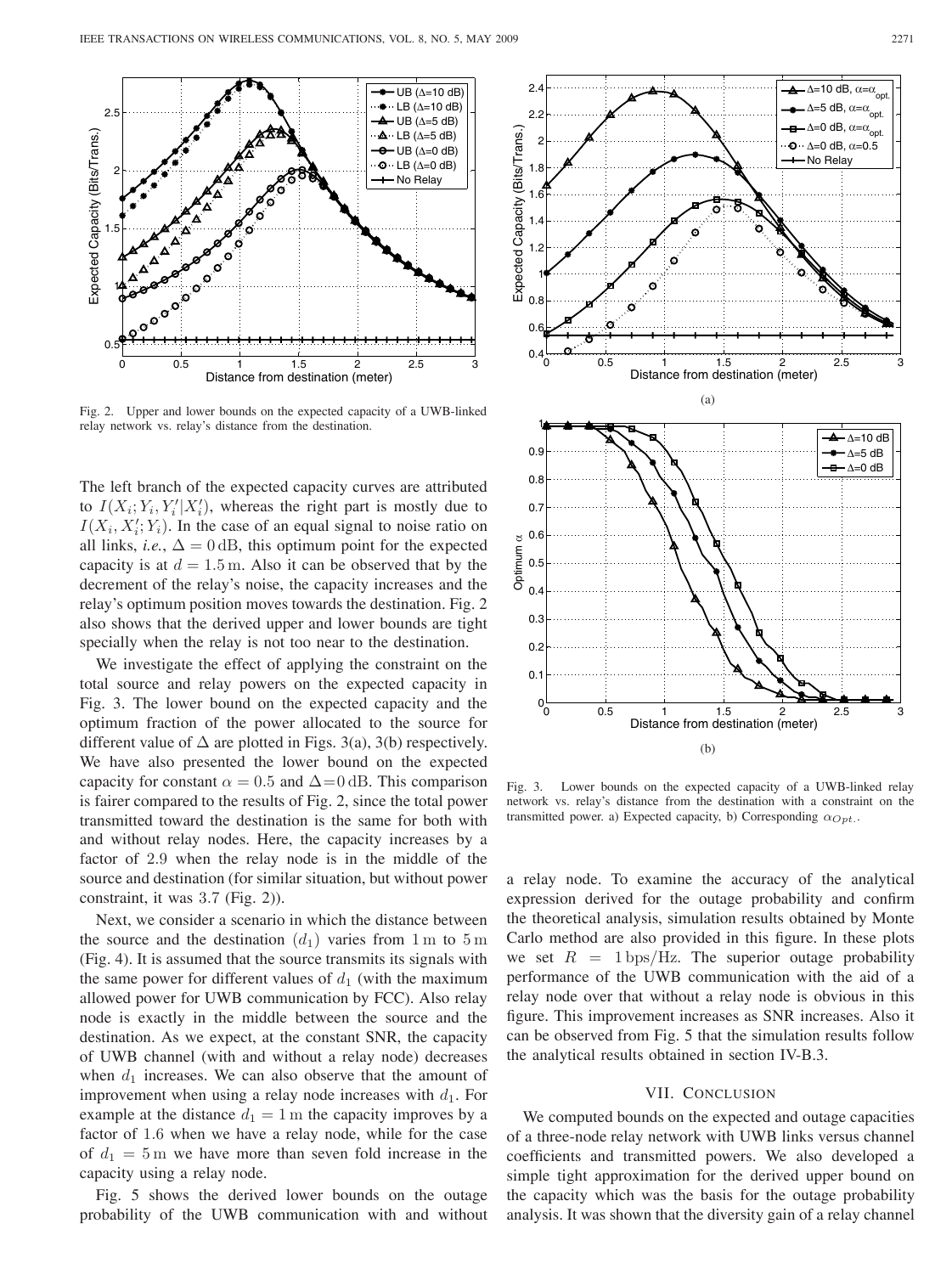Fig. 2. Upper and lower bounds on the expected capacity of a UWB-linked relay network vs. relay's distance from the destination.

The left branch of the expected capacity curves are attributed to $I(X_i; Y_i, Y_i'|X_i')$, whereas the right part is mostly due to $I(X_i, X_i'; Y_i)$. In the case of an equal signal to noise ratio on all links, *i.e.*, $\Delta = 0\,\text{dB}$, this optimum point for the expected capacity is at $d = 1.5\,\text{m}$. Also it can be observed that by the decrement of the relay's noise, the capacity increases and the relay's optimum position moves towards the destination. Fig. 2 also shows that the derived upper and lower bounds are tight specially when the relay is not too near to the destination.

We investigate the effect of applying the constraint on the total source and relay powers on the expected capacity in Fig. 3. The lower bound on the expected capacity and the optimum fraction of the power allocated to the source for different value of $\Delta$ are plotted in Figs. 3(a), 3(b) respectively. We have also presented the lower bound on the expected capacity for constant $\alpha = 0.5$ and $\Delta = 0\,\text{dB}$. This comparison is fairer compared to the results of Fig. 2, since the total power transmitted toward the destination is the same for both with and without relay nodes. Here, the capacity increases by a factor of 2.9 when the relay node is in the middle of the source and destination (for similar situation, but without power constraint, it was 3.7 (Fig. 2)).

Next, we consider a scenario in which the distance between the source and the destination $(d_1)$ varies from $1\,\text{m}$ to $5\,\text{m}$ (Fig. 4). It is assumed that the source transmits its signals with the same power for different values of $d_1$ (with the maximum allowed power for UWB communication by FCC). Also relay node is exactly in the middle between the source and the destination. As we expect, at the constant SNR, the capacity of UWB channel (with and without a relay node) decreases when $d_1$ increases. We can also observe that the amount of improvement when using a relay node increases with $d_1$. For example at the distance $d_1 = 1\,\text{m}$ the capacity improves by a factor of 1.6 when we have a relay node, while for the case of $d_1 = 5\,\text{m}$ we have more than seven fold increase in the capacity using a relay node.

Fig. 5 shows the derived lower bounds on the outage probability of the UWB communication with and without a relay node. To examine the accuracy of the analytical expression derived for the outage probability and confirm the theoretical analysis, simulation results obtained by Monte Carlo method are also provided in this figure. In these plots we set $R = 1\,\text{bps/Hz}$. The superior outage probability performance of the UWB communication with the aid of a relay node over that without a relay node is obvious in this figure. This improvement increases as SNR increases. Also it can be observed from Fig. 5 that the simulation results follow the analytical results obtained in section IV-B.3.

Fig. 3. Lower bounds on the expected capacity of a UWB-linked relay network vs. relay's distance from the destination with a constraint on the transmitted power. a) Expected capacity, b) Corresponding $\alpha_{Opt.}$.

## VII. Conclusion

We computed bounds on the expected and outage capacities of a three-node relay network with UWB links versus channel coefficients and transmitted powers. We also developed a simple tight approximation for the derived upper bound on the capacity which was the basis for the outage probability analysis. It was shown that the diversity gain of a relay channel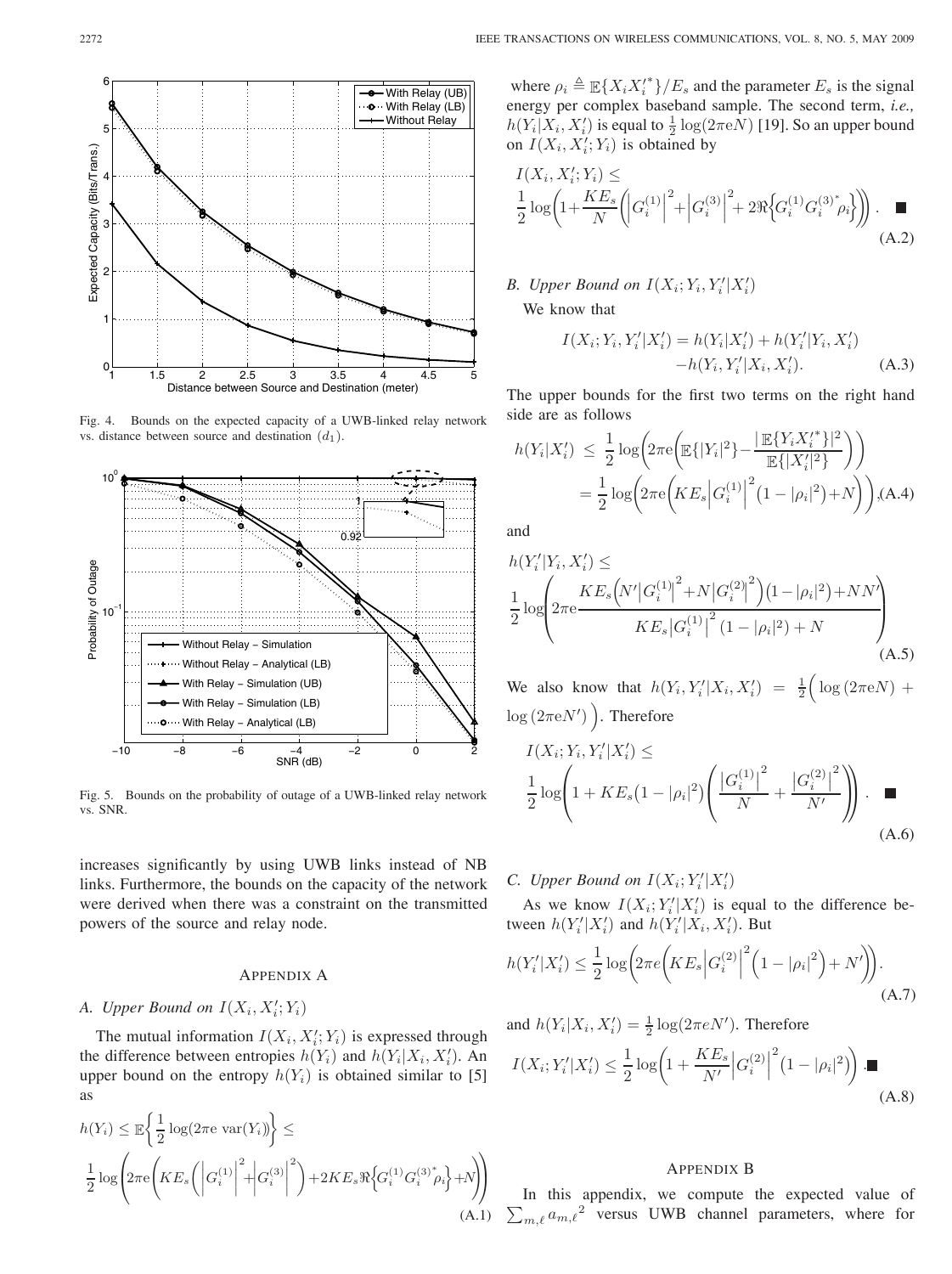Fig. 4. Bounds on the expected capacity of a UWB-linked relay network vs. distance between source and destination ($d_1$).

Fig. 5. Bounds on the probability of outage of a UWB-linked relay network vs. SNR.

increases significantly by using UWB links instead of NB links. Furthermore, the bounds on the capacity of the network were derived when there was a constraint on the transmitted powers of the source and relay node.

## APPENDIX A

### A. Upper Bound on $I(X_i, X_i'; Y_i)$

The mutual information $I(X_i, X_i'; Y_i)$ is expressed through the difference between entropies $h(Y_i)$ and $h(Y_i|X_i, X_i')$. An upper bound on the entropy $h(Y_i)$ is obtained similar to [5] as

$$h(Y_i) \leq \mathbb{E}\left\{\frac{1}{2}\log(2\pi e \ \mathrm{var}(Y_i))\right\} \leq$$
$$\frac{1}{2}\log\left(2\pi e\left(KE_s\left(\left|G_i^{(1)}\right|^2+\left|G_i^{(3)}\right|^2\right)+2KE_s\Re\left\{G_i^{(1)}G_i^{(3)^*}\rho_i\right\}+N\right)\right) \tag{A.1}$$

where $\rho_i \triangleq \mathbb{E}\{X_i X_i'^*\}/E_s$ and the parameter $E_s$ is the signal energy per complex baseband sample. The second term, *i.e.*, $h(Y_i|X_i, X_i')$ is equal to $\frac{1}{2}\log(2\pi eN)$ [19]. So an upper bound on $I(X_i, X_i'; Y_i)$ is obtained by

$$I(X_i, X_i'; Y_i) \leq$$
$$\frac{1}{2}\log\left(1+\frac{KE_s}{N}\left(\left|G_i^{(1)}\right|^2+\left|G_i^{(3)}\right|^2+2\Re\left\{G_i^{(1)}G_i^{(3)^*}\rho_i\right\}\right)\right). \quad \blacksquare \tag{A.2}$$

### B. Upper Bound on $I(X_i; Y_i, Y_i'|X_i')$

We know that

$$I(X_i; Y_i, Y_i'|X_i') = h(Y_i|X_i') + h(Y_i'|Y_i, X_i') - h(Y_i, Y_i'|X_i, X_i'). \tag{A.3}$$

The upper bounds for the first two terms on the right hand side are as follows

$$h(Y_i|X_i') \leq \frac{1}{2}\log\left(2\pi e\left(\mathbb{E}\{|Y_i|^2\} - \frac{|\mathbb{E}\{Y_i X_i'^*\}|^2}{\mathbb{E}\{|X_i'|^2\}}\right)\right)$$
$$= \frac{1}{2}\log\left(2\pi e\left(KE_s\left|G_i^{(1)}\right|^2\left(1-|\rho_i|^2\right)+N\right)\right), \tag{A.4}$$

and

$$h(Y_i'|Y_i, X_i') \leq$$
$$\frac{1}{2}\log\left(2\pi e\frac{KE_s\left(N'\left|G_i^{(1)}\right|^2+N\left|G_i^{(2)}\right|^2\right)\left(1-|\rho_i|^2\right)+NN'}{KE_s\left|G_i^{(1)}\right|^2\left(1-|\rho_i|^2\right)+N}\right) \tag{A.5}$$

We also know that $h(Y_i, Y_i'|X_i, X_i') = \frac{1}{2}\Big(\log(2\pi eN) + \log(2\pi eN')\Big)$. Therefore

$$I(X_i; Y_i, Y_i'|X_i') \leq$$
$$\frac{1}{2}\log\left(1+KE_s\left(1-|\rho_i|^2\right)\left(\frac{\left|G_i^{(1)}\right|^2}{N}+\frac{\left|G_i^{(2)}\right|^2}{N'}\right)\right). \quad \blacksquare \tag{A.6}$$

### C. Upper Bound on $I(X_i; Y_i'|X_i')$

As we know $I(X_i; Y_i'|X_i')$ is equal to the difference between $h(Y_i'|X_i')$ and $h(Y_i'|X_i, X_i')$. But

$$h(Y_i'|X_i') \leq \frac{1}{2}\log\left(2\pi e\left(KE_s\left|G_i^{(2)}\right|^2\left(1-|\rho_i|^2\right)+N'\right)\right). \tag{A.7}$$

and $h(Y_i|X_i, X_i') = \frac{1}{2}\log(2\pi eN')$. Therefore

$$I(X_i; Y_i'|X_i') \leq \frac{1}{2}\log\left(1+\frac{KE_s}{N'}\left|G_i^{(2)}\right|^2\left(1-|\rho_i|^2\right)\right). \blacksquare \tag{A.8}$$

## APPENDIX B

In this appendix, we compute the expected value of $\sum_{m,\ell} {a_{m,\ell}}^2$ versus UWB channel parameters, where for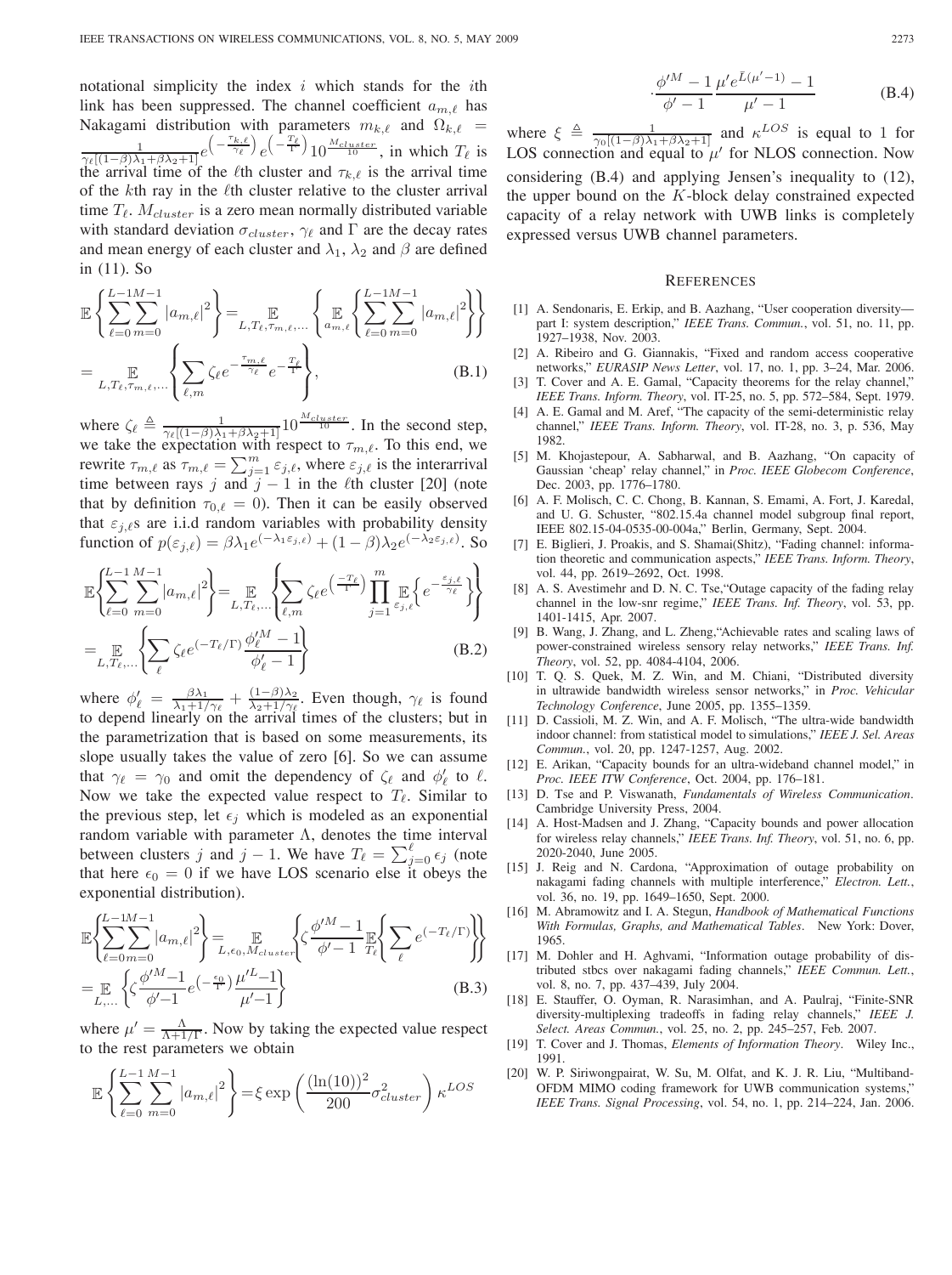notational simplicity the index $i$ which stands for the $i$th link has been suppressed. The channel coefficient $a_{m,\ell}$ has Nakagami distribution with parameters $m_{k,\ell}$ and $\Omega_{k,\ell} = \frac{1}{\gamma_\ell[(1-\beta)\lambda_1+\beta\lambda_2+1]} e^{\left(-\frac{\tau_{k,\ell}}{\gamma_\ell}\right)} e^{\left(-\frac{T_\ell}{\Gamma}\right)} 10^{\frac{M_{cluster}}{10}}$, in which $T_\ell$ is the arrival time of the $\ell$th cluster and $\tau_{k,\ell}$ is the arrival time of the $k$th ray in the $\ell$th cluster relative to the cluster arrival time $T_\ell$. $M_{cluster}$ is a zero mean normally distributed variable with standard deviation $\sigma_{cluster}$, $\gamma_\ell$ and $\Gamma$ are the decay rates and mean energy of each cluster and $\lambda_1$, $\lambda_2$ and $\beta$ are defined in (11). So

$$\mathbb{E}\left\{\sum_{\ell=0}^{L-1}\sum_{m=0}^{M-1}|a_{m,\ell}|^2\right\} = \mathop{\mathbb{E}}_{L,T_\ell,\tau_{m,\ell},\ldots}\left\{\mathop{\mathbb{E}}_{a_{m,\ell}}\left\{\sum_{\ell=0}^{L-1}\sum_{m=0}^{M-1}|a_{m,\ell}|^2\right\}\right\}$$
$$= \mathop{\mathbb{E}}_{L,T_\ell,\tau_{m,\ell},\ldots}\left\{\sum_{\ell,m}\zeta_\ell e^{-\frac{\tau_{m,\ell}}{\gamma_\ell}} e^{-\frac{T_\ell}{\Gamma}}\right\}, \tag{B.1}$$

where $\zeta_\ell \triangleq \frac{1}{\gamma_\ell[(1-\beta)\lambda_1+\beta\lambda_2+1]} 10^{\frac{M_{cluster}}{10}}$. In the second step, we take the expectation with respect to $\tau_{m,\ell}$. To this end, we rewrite $\tau_{m,\ell}$ as $\tau_{m,\ell} = \sum_{j=1}^{m}\varepsilon_{j,\ell}$, where $\varepsilon_{j,\ell}$ is the interarrival time between rays $j$ and $j-1$ in the $\ell$th cluster [20] (note that by definition $\tau_{0,\ell} = 0$). Then it can be easily observed that $\varepsilon_{j,\ell}$s are i.i.d random variables with probability density function of $p(\varepsilon_{j,\ell}) = \beta\lambda_1 e^{(-\lambda_1\varepsilon_{j,\ell})} + (1-\beta)\lambda_2 e^{(-\lambda_2\varepsilon_{j,\ell})}$. So

$$\mathbb{E}\left\{\sum_{\ell=0}^{L-1}\sum_{m=0}^{M-1}|a_{m,\ell}|^2\right\} = \mathop{\mathbb{E}}_{L,T_\ell,\ldots}\left\{\sum_{\ell,m}\zeta_\ell e^{\left(\frac{-T_\ell}{\Gamma}\right)}\prod_{j=1}^{m}\mathop{\mathbb{E}}_{\varepsilon_{j,\ell}}\left\{e^{-\frac{\varepsilon_{j,\ell}}{\gamma_\ell}}\right\}\right\}$$
$$= \mathop{\mathbb{E}}_{L,T_\ell,\ldots}\left\{\sum_{\ell}\zeta_\ell e^{(-T_\ell/\Gamma)}\frac{\phi_\ell'^{M}-1}{\phi_\ell'-1}\right\} \tag{B.2}$$

where $\phi_\ell' = \frac{\beta\lambda_1}{\lambda_1+1/\gamma_\ell} + \frac{(1-\beta)\lambda_2}{\lambda_2+1/\gamma_\ell}$. Even though, $\gamma_\ell$ is found to depend linearly on the arrival times of the clusters; but in the parametrization that is based on some measurements, its slope usually takes the value of zero [6]. So we can assume that $\gamma_\ell = \gamma_0$ and omit the dependency of $\zeta_\ell$ and $\phi_\ell'$ to $\ell$. Now we take the expected value respect to $T_\ell$. Similar to the previous step, let $\epsilon_j$ which is modeled as an exponential random variable with parameter $\Lambda$, denotes the time interval between clusters $j$ and $j-1$. We have $T_\ell = \sum_{j=0}^{\ell}\epsilon_j$ (note that here $\epsilon_0 = 0$ if we have LOS scenario else it obeys the exponential distribution).

$$\mathbb{E}\left\{\sum_{\ell=0}^{L-1}\sum_{m=0}^{M-1}|a_{m,\ell}|^2\right\} = \mathop{\mathbb{E}}_{L,\epsilon_0,M_{cluster}}\left\{\zeta\frac{\phi'^{M}-1}{\phi'-1}\mathop{\mathbb{E}}_{T_\ell}\left\{\sum_{\ell}e^{(-T_\ell/\Gamma)}\right\}\right\}$$
$$= \mathop{\mathbb{E}}_{L,\ldots}\left\{\zeta\frac{\phi'^{M}-1}{\phi'-1}e^{\left(-\frac{\epsilon_0}{\Gamma}\right)}\frac{\mu'^{L}-1}{\mu'-1}\right\} \tag{B.3}$$

where $\mu' = \frac{\Lambda}{\Lambda+1/\Gamma}$. Now by taking the expected value respect to the rest parameters we obtain

$$\mathbb{E}\left\{\sum_{\ell=0}^{L-1}\sum_{m=0}^{M-1}|a_{m,\ell}|^2\right\} = \xi\exp\left(\frac{(\ln(10))^2}{200}\sigma_{cluster}^2\right)\kappa^{LOS}$$
$$\cdot\frac{\phi'^{M}-1}{\phi'-1}\frac{\mu' e^{\bar{L}(\mu'-1)}-1}{\mu'-1} \tag{B.4}$$

where $\xi \triangleq \frac{1}{\gamma_0[(1-\beta)\lambda_1+\beta\lambda_2+1]}$ and $\kappa^{LOS}$ is equal to 1 for LOS connection and equal to $\mu'$ for NLOS connection. Now considering (B.4) and applying Jensen's inequality to (12), the upper bound on the $K$-block delay constrained expected capacity of a relay network with UWB links is completely expressed versus UWB channel parameters.

## References

[1] A. Sendonaris, E. Erkip, and B. Aazhang, "User cooperation diversity—part I: system description," *IEEE Trans. Commun.*, vol. 51, no. 11, pp. 1927–1938, Nov. 2003.

[2] A. Ribeiro and G. Giannakis, "Fixed and random access cooperative networks," *EURASIP News Letter*, vol. 17, no. 1, pp. 3–24, Mar. 2006.

[3] T. Cover and A. E. Gamal, "Capacity theorems for the relay channel," *IEEE Trans. Inform. Theory*, vol. IT-25, no. 5, pp. 572–584, Sept. 1979.

[4] A. E. Gamal and M. Aref, "The capacity of the semi-deterministic relay channel," *IEEE Trans. Inform. Theory*, vol. IT-28, no. 3, p. 536, May 1982.

[5] M. Khojastepour, A. Sabharwal, and B. Aazhang, "On capacity of Gaussian 'cheap' relay channel," in *Proc. IEEE Globecom Conference*, Dec. 2003, pp. 1776–1780.

[6] A. F. Molisch, C. C. Chong, B. Kannan, S. Emami, A. Fort, J. Karedal, and U. G. Schuster, "802.15.4a channel model subgroup final report, IEEE 802.15-04-0535-00-004a," Berlin, Germany, Sept. 2004.

[7] E. Biglieri, J. Proakis, and S. Shamai(Shitz), "Fading channel: information theoretic and communication aspects," *IEEE Trans. Inform. Theory*, vol. 44, pp. 2619–2692, Oct. 1998.

[8] A. S. Avestimehr and D. N. C. Tse,"Outage capacity of the fading relay channel in the low-snr regime," *IEEE Trans. Inf. Theory*, vol. 53, pp. 1401-1415, Apr. 2007.

[9] B. Wang, J. Zhang, and L. Zheng,"Achievable rates and scaling laws of power-constrained wireless sensory relay networks," *IEEE Trans. Inf. Theory*, vol. 52, pp. 4084-4104, 2006.

[10] T. Q. S. Quek, M. Z. Win, and M. Chiani, "Distributed diversity in ultrawide bandwidth wireless sensor networks," in *Proc. Vehicular Technology Conference*, June 2005, pp. 1355–1359.

[11] D. Cassioli, M. Z. Win, and A. F. Molisch, "The ultra-wide bandwidth indoor channel: from statistical model to simulations," *IEEE J. Sel. Areas Commun.*, vol. 20, pp. 1247-1257, Aug. 2002.

[12] E. Arikan, "Capacity bounds for an ultra-wideband channel model," in *Proc. IEEE ITW Conference*, Oct. 2004, pp. 176–181.

[13] D. Tse and P. Viswanath, *Fundamentals of Wireless Communication*. Cambridge University Press, 2004.

[14] A. Host-Madsen and J. Zhang, "Capacity bounds and power allocation for wireless relay channels," *IEEE Trans. Inf. Theory*, vol. 51, no. 6, pp. 2020-2040, June 2005.

[15] J. Reig and N. Cardona, "Approximation of outage probability on nakagami fading channels with multiple interference," *Electron. Lett.*, vol. 36, no. 19, pp. 1649–1650, Sept. 2000.

[16] M. Abramowitz and I. A. Stegun, *Handbook of Mathematical Functions With Formulas, Graphs, and Mathematical Tables*. New York: Dover, 1965.

[17] M. Dohler and H. Aghvami, "Information outage probability of distributed stbcs over nakagami fading channels," *IEEE Commun. Lett.*, vol. 8, no. 7, pp. 437–439, July 2004.

[18] E. Stauffer, O. Oyman, R. Narasimhan, and A. Paulraj, "Finite-SNR diversity-multiplexing tradeoffs in fading relay channels," *IEEE J. Select. Areas Commun.*, vol. 25, no. 2, pp. 245–257, Feb. 2007.

[19] T. Cover and J. Thomas, *Elements of Information Theory*. Wiley Inc., 1991.

[20] W. P. Siriwongpairat, W. Su, M. Olfat, and K. J. R. Liu, "Multiband-OFDM MIMO coding framework for UWB communication systems," *IEEE Trans. Signal Processing*, vol. 54, no. 1, pp. 214–224, Jan. 2006.